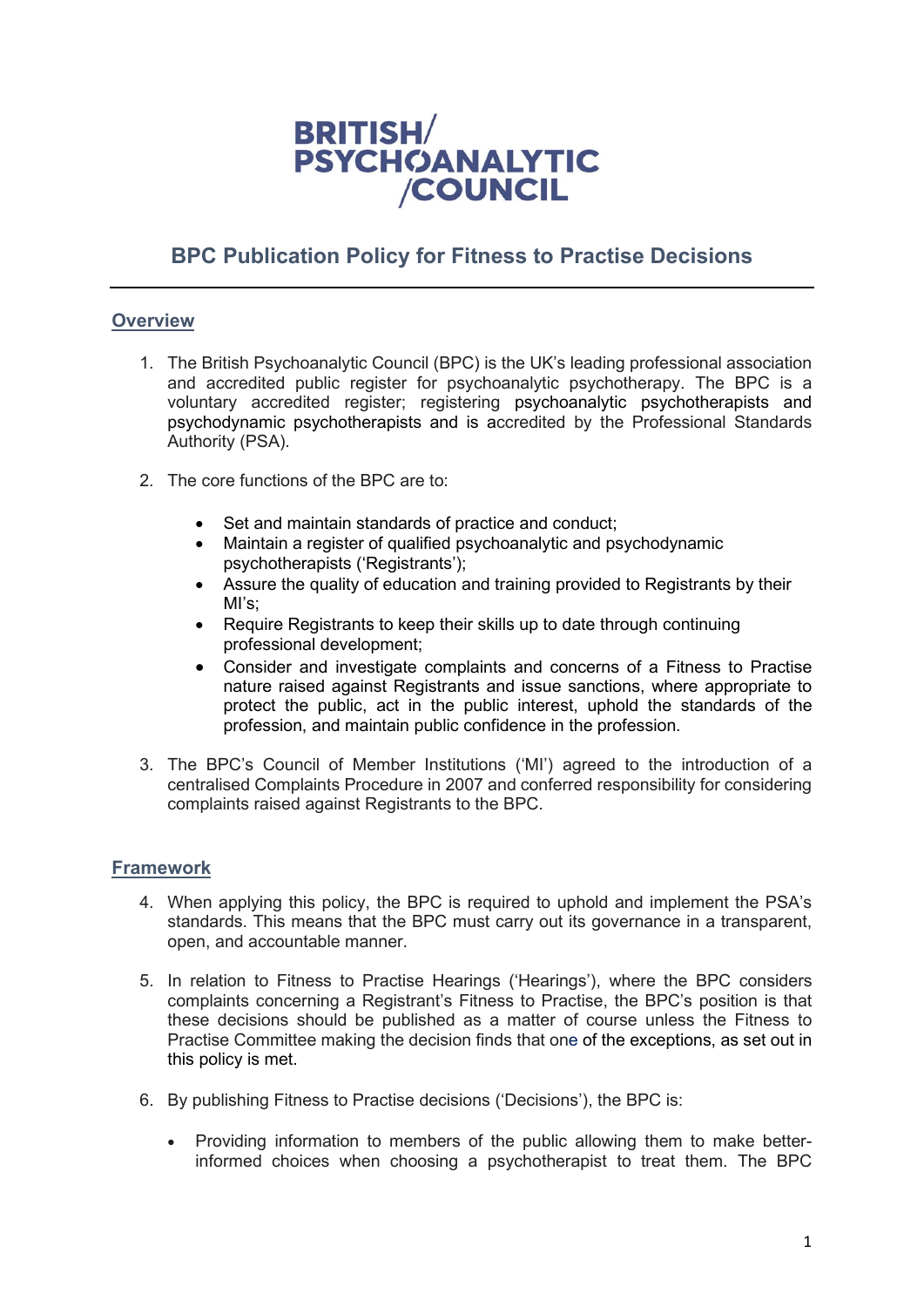BRITISH/
PSYCHOANALYTIC
/COUNCIL

# BPC Publication Policy for Fitness to Practise Decisions

## Overview

1. The British Psychoanalytic Council (BPC) is the UK's leading professional association and accredited public register for psychoanalytic psychotherapy. The BPC is a voluntary accredited register; registering psychoanalytic psychotherapists and psychodynamic psychotherapists and is accredited by the Professional Standards Authority (PSA).

2. The core functions of the BPC are to:

   - Set and maintain standards of practice and conduct;
   - Maintain a register of qualified psychoanalytic and psychodynamic psychotherapists ('Registrants');
   - Assure the quality of education and training provided to Registrants by their MI's;
   - Require Registrants to keep their skills up to date through continuing professional development;
   - Consider and investigate complaints and concerns of a Fitness to Practise nature raised against Registrants and issue sanctions, where appropriate to protect the public, act in the public interest, uphold the standards of the profession, and maintain public confidence in the profession.

3. The BPC's Council of Member Institutions ('MI') agreed to the introduction of a centralised Complaints Procedure in 2007 and conferred responsibility for considering complaints raised against Registrants to the BPC.

## Framework

4. When applying this policy, the BPC is required to uphold and implement the PSA's standards. This means that the BPC must carry out its governance in a transparent, open, and accountable manner.

5. In relation to Fitness to Practise Hearings ('Hearings'), where the BPC considers complaints concerning a Registrant's Fitness to Practise, the BPC's position is that these decisions should be published as a matter of course unless the Fitness to Practise Committee making the decision finds that one of the exceptions, as set out in this policy is met.

6. By publishing Fitness to Practise decisions ('Decisions'), the BPC is:

   - Providing information to members of the public allowing them to make better-informed choices when choosing a psychotherapist to treat them. The BPC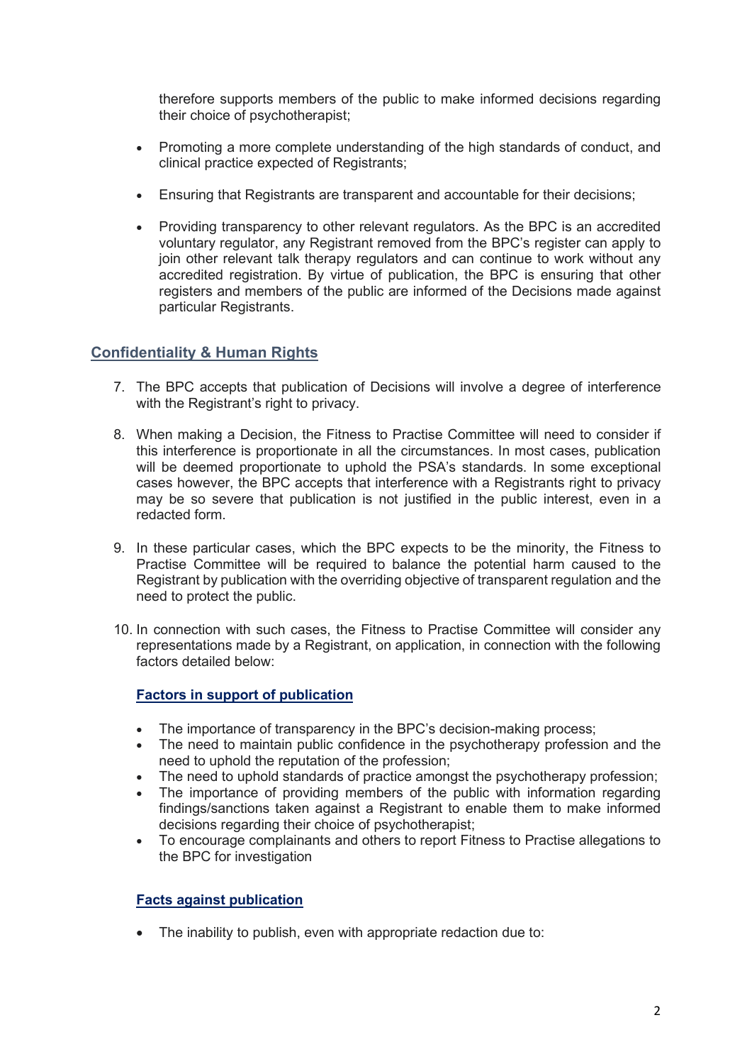therefore supports members of the public to make informed decisions regarding their choice of psychotherapist;

- Promoting a more complete understanding of the high standards of conduct, and clinical practice expected of Registrants;
- Ensuring that Registrants are transparent and accountable for their decisions;
- Providing transparency to other relevant regulators. As the BPC is an accredited voluntary regulator, any Registrant removed from the BPC's register can apply to join other relevant talk therapy regulators and can continue to work without any accredited registration. By virtue of publication, the BPC is ensuring that other registers and members of the public are informed of the Decisions made against particular Registrants.

## Confidentiality & Human Rights

7. The BPC accepts that publication of Decisions will involve a degree of interference with the Registrant's right to privacy.

8. When making a Decision, the Fitness to Practise Committee will need to consider if this interference is proportionate in all the circumstances. In most cases, publication will be deemed proportionate to uphold the PSA's standards. In some exceptional cases however, the BPC accepts that interference with a Registrants right to privacy may be so severe that publication is not justified in the public interest, even in a redacted form.

9. In these particular cases, which the BPC expects to be the minority, the Fitness to Practise Committee will be required to balance the potential harm caused to the Registrant by publication with the overriding objective of transparent regulation and the need to protect the public.

10. In connection with such cases, the Fitness to Practise Committee will consider any representations made by a Registrant, on application, in connection with the following factors detailed below:

### Factors in support of publication

- The importance of transparency in the BPC's decision-making process;
- The need to maintain public confidence in the psychotherapy profession and the need to uphold the reputation of the profession;
- The need to uphold standards of practice amongst the psychotherapy profession;
- The importance of providing members of the public with information regarding findings/sanctions taken against a Registrant to enable them to make informed decisions regarding their choice of psychotherapist;
- To encourage complainants and others to report Fitness to Practise allegations to the BPC for investigation

### Facts against publication

- The inability to publish, even with appropriate redaction due to: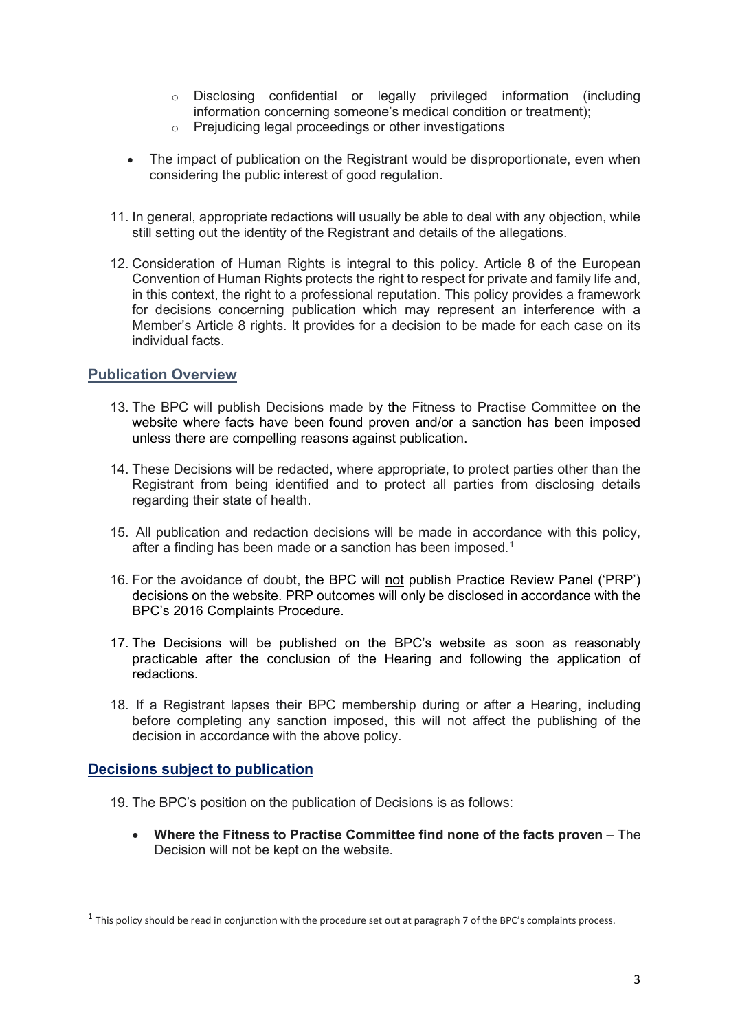- Disclosing confidential or legally privileged information (including information concerning someone's medical condition or treatment);
  - Prejudicing legal proceedings or other investigations

- The impact of publication on the Registrant would be disproportionate, even when considering the public interest of good regulation.

11. In general, appropriate redactions will usually be able to deal with any objection, while still setting out the identity of the Registrant and details of the allegations.

12. Consideration of Human Rights is integral to this policy. Article 8 of the European Convention of Human Rights protects the right to respect for private and family life and, in this context, the right to a professional reputation. This policy provides a framework for decisions concerning publication which may represent an interference with a Member's Article 8 rights. It provides for a decision to be made for each case on its individual facts.

## Publication Overview

13. The BPC will publish Decisions made by the Fitness to Practise Committee on the website where facts have been found proven and/or a sanction has been imposed unless there are compelling reasons against publication.

14. These Decisions will be redacted, where appropriate, to protect parties other than the Registrant from being identified and to protect all parties from disclosing details regarding their state of health.

15. All publication and redaction decisions will be made in accordance with this policy, after a finding has been made or a sanction has been imposed.[1]

16. For the avoidance of doubt, the BPC will not publish Practice Review Panel ('PRP') decisions on the website. PRP outcomes will only be disclosed in accordance with the BPC's 2016 Complaints Procedure.

17. The Decisions will be published on the BPC's website as soon as reasonably practicable after the conclusion of the Hearing and following the application of redactions.

18. If a Registrant lapses their BPC membership during or after a Hearing, including before completing any sanction imposed, this will not affect the publishing of the decision in accordance with the above policy.

## Decisions subject to publication

19. The BPC's position on the publication of Decisions is as follows:

- **Where the Fitness to Practise Committee find none of the facts proven** – The Decision will not be kept on the website.

---

[1] This policy should be read in conjunction with the procedure set out at paragraph 7 of the BPC's complaints process.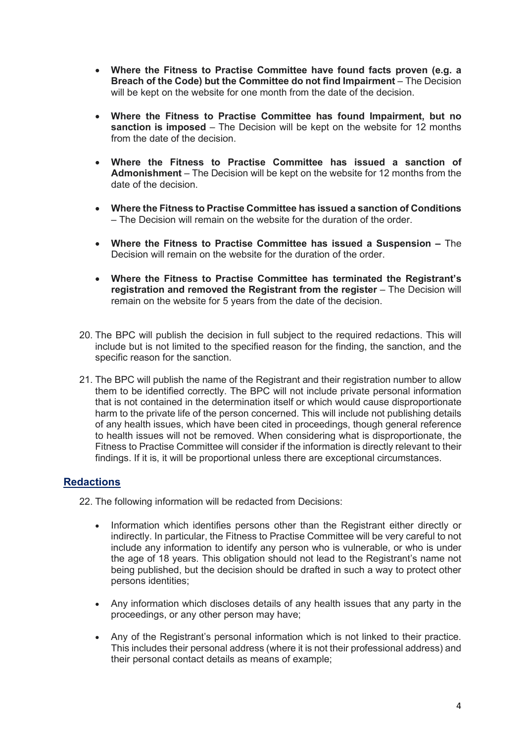- **Where the Fitness to Practise Committee have found facts proven (e.g. a Breach of the Code) but the Committee do not find Impairment** – The Decision will be kept on the website for one month from the date of the decision.

- **Where the Fitness to Practise Committee has found Impairment, but no sanction is imposed** – The Decision will be kept on the website for 12 months from the date of the decision.

- **Where the Fitness to Practise Committee has issued a sanction of Admonishment** – The Decision will be kept on the website for 12 months from the date of the decision.

- **Where the Fitness to Practise Committee has issued a sanction of Conditions** – The Decision will remain on the website for the duration of the order.

- **Where the Fitness to Practise Committee has issued a Suspension –** The Decision will remain on the website for the duration of the order.

- **Where the Fitness to Practise Committee has terminated the Registrant's registration and removed the Registrant from the register** – The Decision will remain on the website for 5 years from the date of the decision.

20. The BPC will publish the decision in full subject to the required redactions. This will include but is not limited to the specified reason for the finding, the sanction, and the specific reason for the sanction.

21. The BPC will publish the name of the Registrant and their registration number to allow them to be identified correctly. The BPC will not include private personal information that is not contained in the determination itself or which would cause disproportionate harm to the private life of the person concerned. This will include not publishing details of any health issues, which have been cited in proceedings, though general reference to health issues will not be removed. When considering what is disproportionate, the Fitness to Practise Committee will consider if the information is directly relevant to their findings. If it is, it will be proportional unless there are exceptional circumstances.

## Redactions

22. The following information will be redacted from Decisions:

    - Information which identifies persons other than the Registrant either directly or indirectly. In particular, the Fitness to Practise Committee will be very careful to not include any information to identify any person who is vulnerable, or who is under the age of 18 years. This obligation should not lead to the Registrant's name not being published, but the decision should be drafted in such a way to protect other persons identities;

    - Any information which discloses details of any health issues that any party in the proceedings, or any other person may have;

    - Any of the Registrant's personal information which is not linked to their practice. This includes their personal address (where it is not their professional address) and their personal contact details as means of example;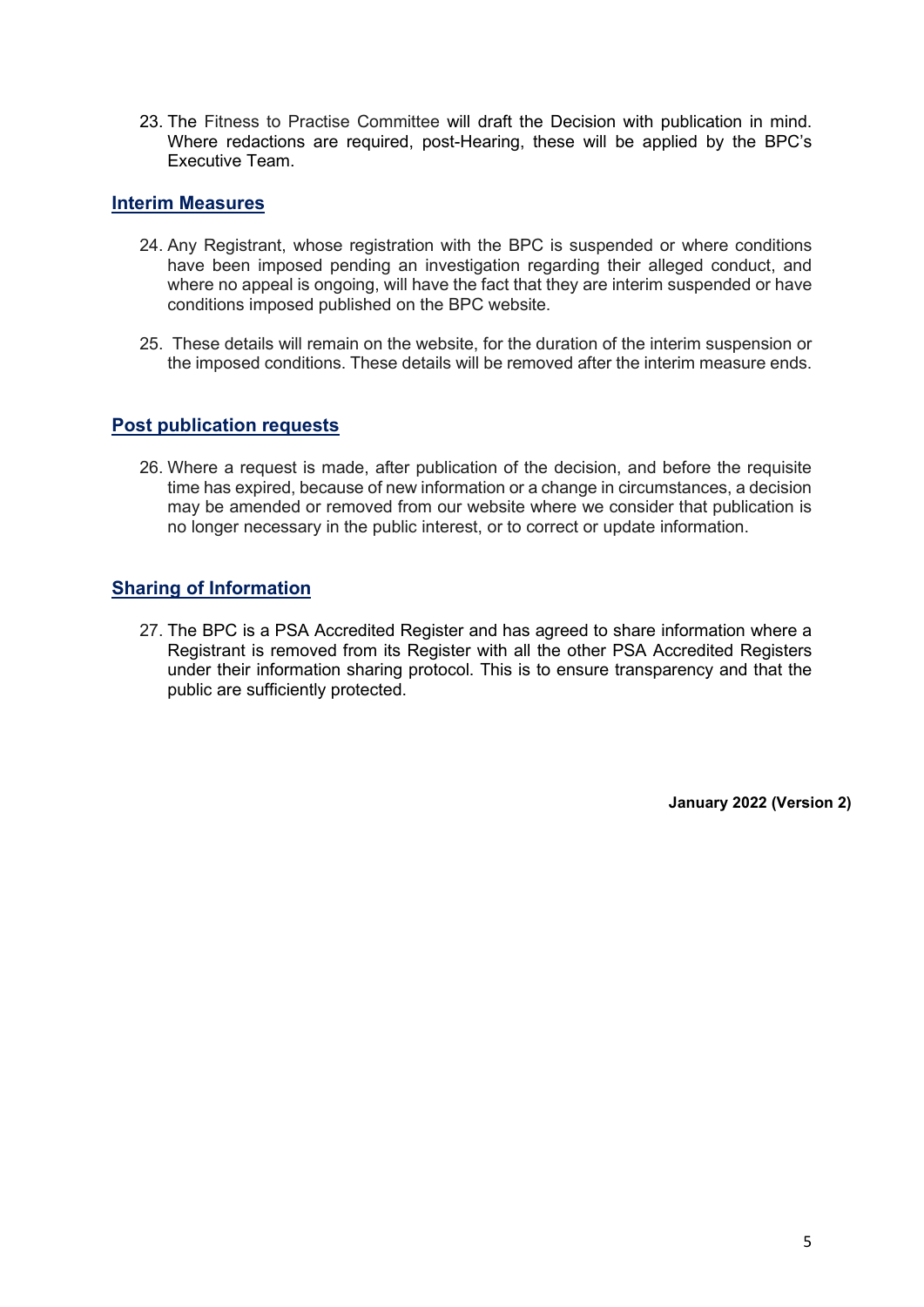23. The Fitness to Practise Committee will draft the Decision with publication in mind. Where redactions are required, post-Hearing, these will be applied by the BPC's Executive Team.

## Interim Measures

24. Any Registrant, whose registration with the BPC is suspended or where conditions have been imposed pending an investigation regarding their alleged conduct, and where no appeal is ongoing, will have the fact that they are interim suspended or have conditions imposed published on the BPC website.

25. These details will remain on the website, for the duration of the interim suspension or the imposed conditions. These details will be removed after the interim measure ends.

## Post publication requests

26. Where a request is made, after publication of the decision, and before the requisite time has expired, because of new information or a change in circumstances, a decision may be amended or removed from our website where we consider that publication is no longer necessary in the public interest, or to correct or update information.

## Sharing of Information

27. The BPC is a PSA Accredited Register and has agreed to share information where a Registrant is removed from its Register with all the other PSA Accredited Registers under their information sharing protocol. This is to ensure transparency and that the public are sufficiently protected.

**January 2022 (Version 2)**